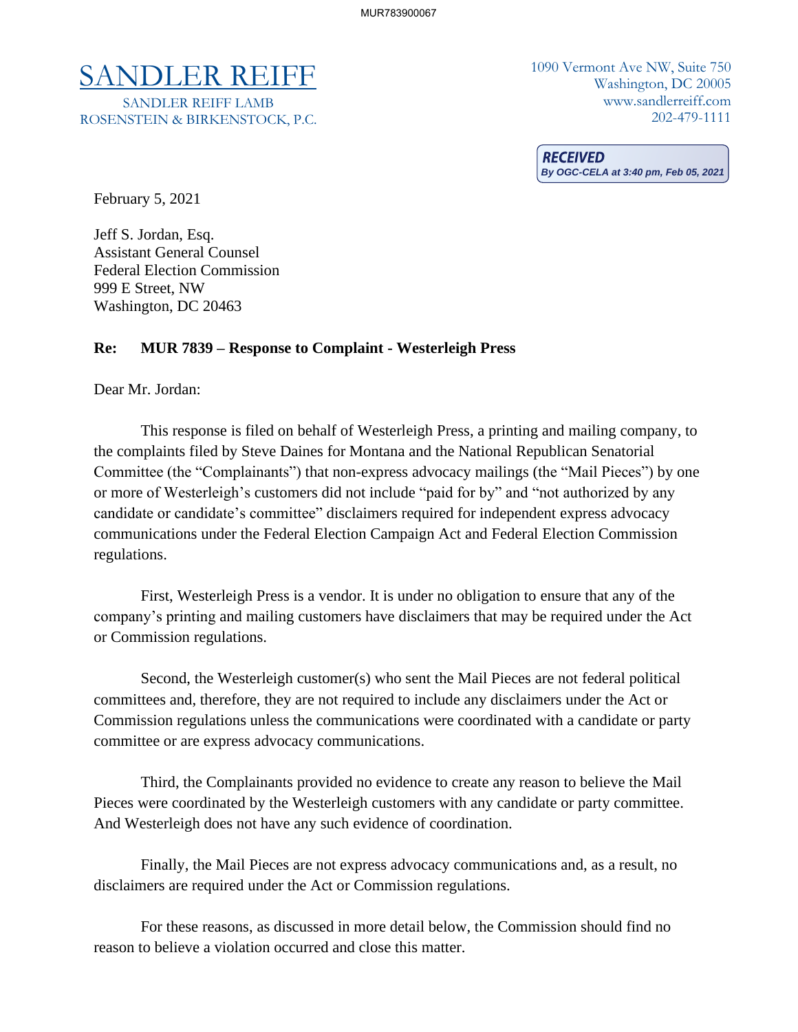# SANDLER REIFF

SANDLER REIFF LAMB ROSENSTEIN & BIRKENSTOCK, P.C.

1090 Vermont Ave NW, Suite 750
Washington, DC 20005
www.sandlerreiff.com
202-479-1111

**RECEIVED**
*By OGC-CELA at 3:40 pm, Feb 05, 2021*

February 5, 2021

Jeff S. Jordan, Esq.
Assistant General Counsel
Federal Election Commission
999 E Street, NW
Washington, DC 20463

**Re: MUR 7839 – Response to Complaint - Westerleigh Press**

Dear Mr. Jordan:

This response is filed on behalf of Westerleigh Press, a printing and mailing company, to the complaints filed by Steve Daines for Montana and the National Republican Senatorial Committee (the "Complainants") that non-express advocacy mailings (the "Mail Pieces") by one or more of Westerleigh's customers did not include "paid for by" and "not authorized by any candidate or candidate's committee" disclaimers required for independent express advocacy communications under the Federal Election Campaign Act and Federal Election Commission regulations.

First, Westerleigh Press is a vendor. It is under no obligation to ensure that any of the company's printing and mailing customers have disclaimers that may be required under the Act or Commission regulations.

Second, the Westerleigh customer(s) who sent the Mail Pieces are not federal political committees and, therefore, they are not required to include any disclaimers under the Act or Commission regulations unless the communications were coordinated with a candidate or party committee or are express advocacy communications.

Third, the Complainants provided no evidence to create any reason to believe the Mail Pieces were coordinated by the Westerleigh customers with any candidate or party committee. And Westerleigh does not have any such evidence of coordination.

Finally, the Mail Pieces are not express advocacy communications and, as a result, no disclaimers are required under the Act or Commission regulations.

For these reasons, as discussed in more detail below, the Commission should find no reason to believe a violation occurred and close this matter.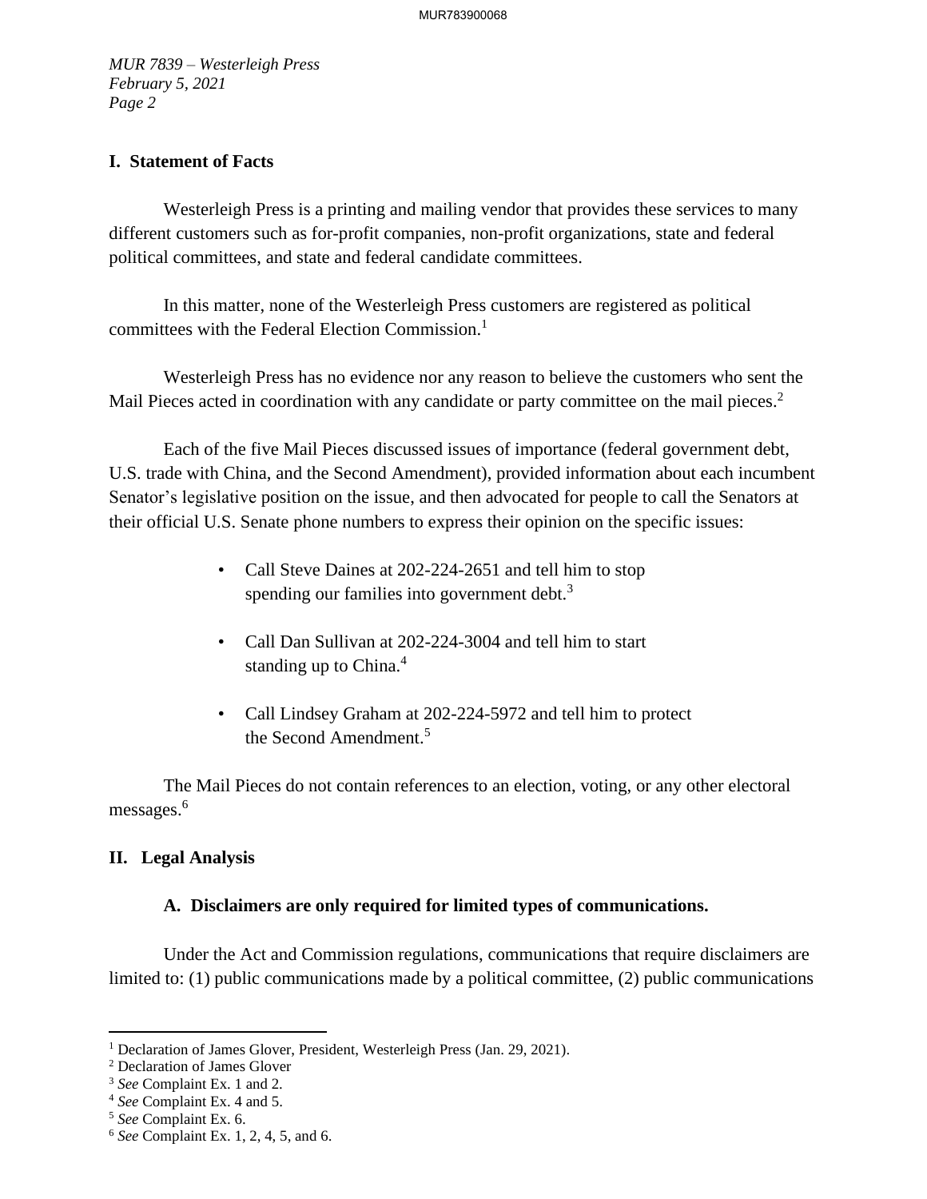## I. Statement of Facts

Westerleigh Press is a printing and mailing vendor that provides these services to many different customers such as for-profit companies, non-profit organizations, state and federal political committees, and state and federal candidate committees.

In this matter, none of the Westerleigh Press customers are registered as political committees with the Federal Election Commission.[1]

Westerleigh Press has no evidence nor any reason to believe the customers who sent the Mail Pieces acted in coordination with any candidate or party committee on the mail pieces.[2]

Each of the five Mail Pieces discussed issues of importance (federal government debt, U.S. trade with China, and the Second Amendment), provided information about each incumbent Senator's legislative position on the issue, and then advocated for people to call the Senators at their official U.S. Senate phone numbers to express their opinion on the specific issues:

- Call Steve Daines at 202-224-2651 and tell him to stop spending our families into government debt.[3]
- Call Dan Sullivan at 202-224-3004 and tell him to start standing up to China.[4]
- Call Lindsey Graham at 202-224-5972 and tell him to protect the Second Amendment.[5]

The Mail Pieces do not contain references to an election, voting, or any other electoral messages.[6]

## II. Legal Analysis

### A. Disclaimers are only required for limited types of communications.

Under the Act and Commission regulations, communications that require disclaimers are limited to: (1) public communications made by a political committee, (2) public communications

---

[1] Declaration of James Glover, President, Westerleigh Press (Jan. 29, 2021).
[2] Declaration of James Glover
[3] *See* Complaint Ex. 1 and 2.
[4] *See* Complaint Ex. 4 and 5.
[5] *See* Complaint Ex. 6.
[6] *See* Complaint Ex. 1, 2, 4, 5, and 6.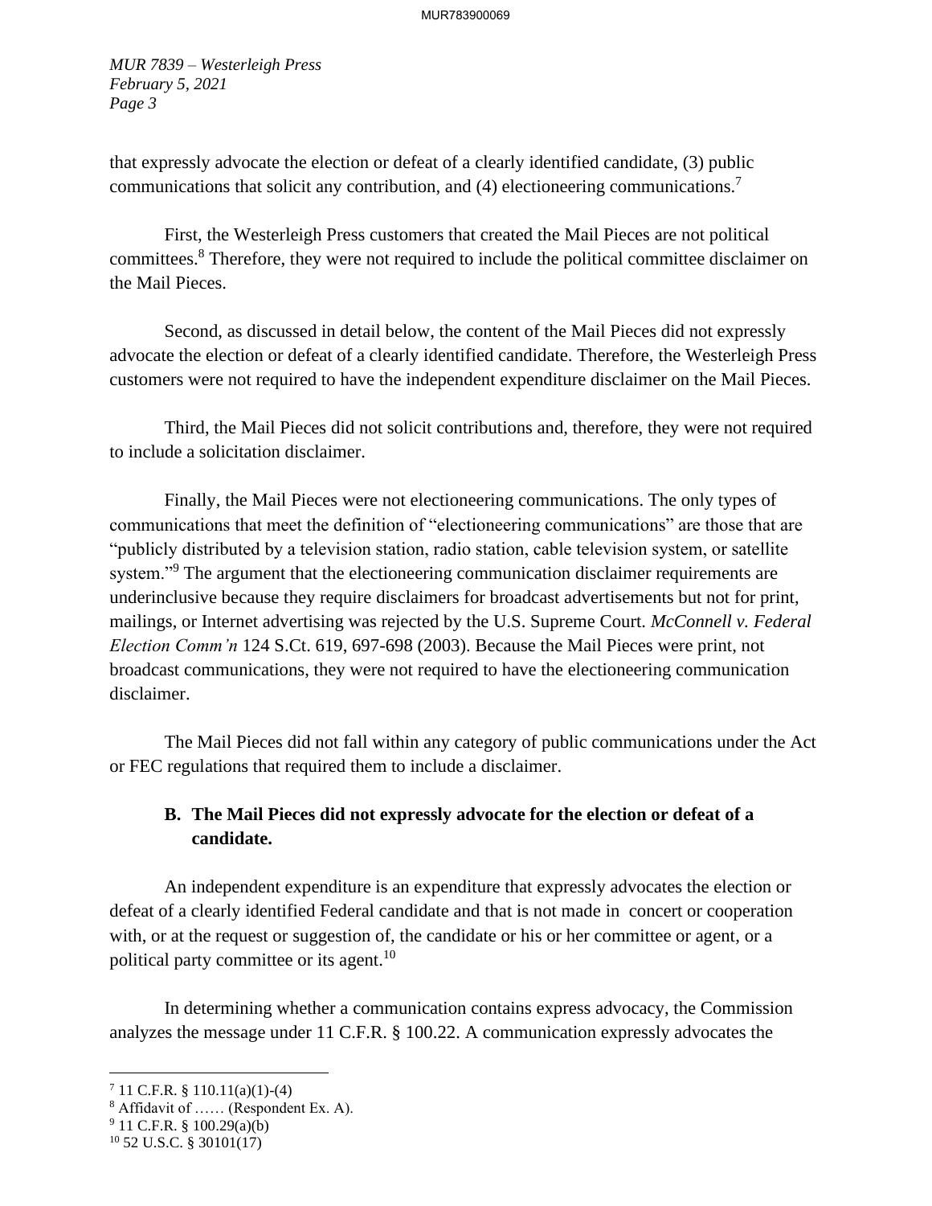that expressly advocate the election or defeat of a clearly identified candidate, (3) public communications that solicit any contribution, and (4) electioneering communications.[7]

First, the Westerleigh Press customers that created the Mail Pieces are not political committees.[8] Therefore, they were not required to include the political committee disclaimer on the Mail Pieces.

Second, as discussed in detail below, the content of the Mail Pieces did not expressly advocate the election or defeat of a clearly identified candidate. Therefore, the Westerleigh Press customers were not required to have the independent expenditure disclaimer on the Mail Pieces.

Third, the Mail Pieces did not solicit contributions and, therefore, they were not required to include a solicitation disclaimer.

Finally, the Mail Pieces were not electioneering communications. The only types of communications that meet the definition of "electioneering communications" are those that are "publicly distributed by a television station, radio station, cable television system, or satellite system."[9] The argument that the electioneering communication disclaimer requirements are underinclusive because they require disclaimers for broadcast advertisements but not for print, mailings, or Internet advertising was rejected by the U.S. Supreme Court. *McConnell v. Federal Election Comm'n* 124 S.Ct. 619, 697-698 (2003). Because the Mail Pieces were print, not broadcast communications, they were not required to have the electioneering communication disclaimer.

The Mail Pieces did not fall within any category of public communications under the Act or FEC regulations that required them to include a disclaimer.

### B. The Mail Pieces did not expressly advocate for the election or defeat of a candidate.

An independent expenditure is an expenditure that expressly advocates the election or defeat of a clearly identified Federal candidate and that is not made in concert or cooperation with, or at the request or suggestion of, the candidate or his or her committee or agent, or a political party committee or its agent.[10]

In determining whether a communication contains express advocacy, the Commission analyzes the message under 11 C.F.R. § 100.22. A communication expressly advocates the

---

[7] 11 C.F.R. § 110.11(a)(1)-(4)

[8] Affidavit of …… (Respondent Ex. A).

[9] 11 C.F.R. § 100.29(a)(b)

[10] 52 U.S.C. § 30101(17)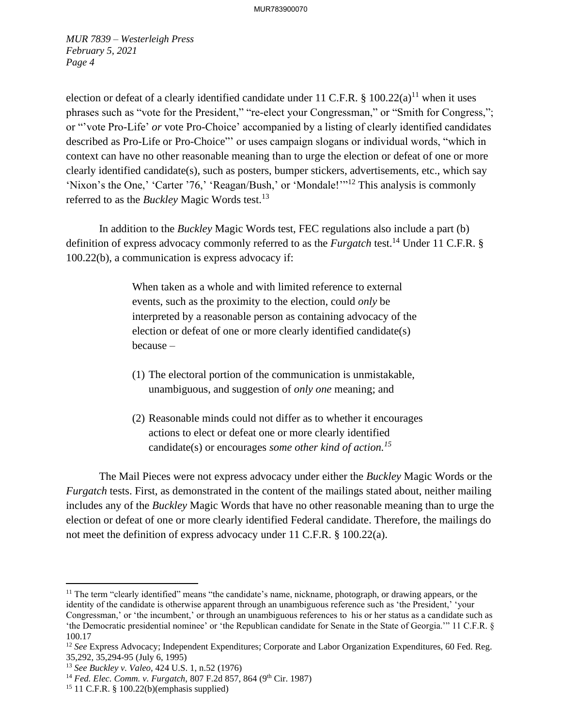election or defeat of a clearly identified candidate under 11 C.F.R. § 100.22(a)[11] when it uses phrases such as "vote for the President," "re-elect your Congressman," or "Smith for Congress,"; or "'vote Pro-Life' *or* vote Pro-Choice' accompanied by a listing of clearly identified candidates described as Pro-Life or Pro-Choice"' or uses campaign slogans or individual words, "which in context can have no other reasonable meaning than to urge the election or defeat of one or more clearly identified candidate(s), such as posters, bumper stickers, advertisements, etc., which say 'Nixon's the One,' 'Carter '76,' 'Reagan/Bush,' or 'Mondale!'"[12] This analysis is commonly referred to as the *Buckley* Magic Words test.[13]

In addition to the *Buckley* Magic Words test, FEC regulations also include a part (b) definition of express advocacy commonly referred to as the *Furgatch* test.[14] Under 11 C.F.R. § 100.22(b), a communication is express advocacy if:

> When taken as a whole and with limited reference to external events, such as the proximity to the election, could *only* be interpreted by a reasonable person as containing advocacy of the election or defeat of one or more clearly identified candidate(s) because –
>
> (1) The electoral portion of the communication is unmistakable, unambiguous, and suggestion of *only one* meaning; and
>
> (2) Reasonable minds could not differ as to whether it encourages actions to elect or defeat one or more clearly identified candidate(s) or encourages *some other kind of action.*[15]

The Mail Pieces were not express advocacy under either the *Buckley* Magic Words or the *Furgatch* tests. First, as demonstrated in the content of the mailings stated about, neither mailing includes any of the *Buckley* Magic Words that have no other reasonable meaning than to urge the election or defeat of one or more clearly identified Federal candidate. Therefore, the mailings do not meet the definition of express advocacy under 11 C.F.R. § 100.22(a).

---

[11] The term "clearly identified" means "the candidate's name, nickname, photograph, or drawing appears, or the identity of the candidate is otherwise apparent through an unambiguous reference such as 'the President,' 'your Congressman,' or 'the incumbent,' or through an unambiguous references to his or her status as a candidate such as 'the Democratic presidential nominee' or 'the Republican candidate for Senate in the State of Georgia.'" 11 C.F.R. § 100.17

[12] *See* Express Advocacy; Independent Expenditures; Corporate and Labor Organization Expenditures, 60 Fed. Reg. 35,292, 35,294-95 (July 6, 1995)

[13] *See Buckley v. Valeo,* 424 U.S. 1, n.52 (1976)

[14] *Fed. Elec. Comm. v. Furgatch,* 807 F.2d 857, 864 (9th Cir. 1987)

[15] 11 C.F.R. § 100.22(b)(emphasis supplied)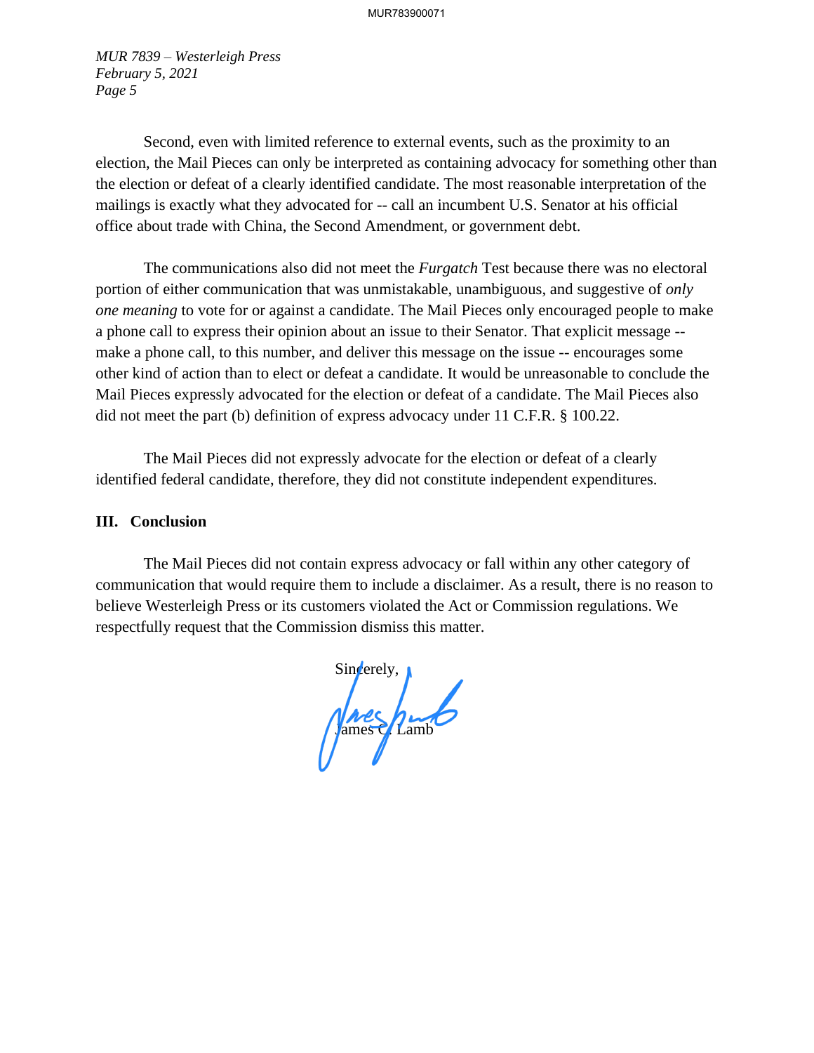Second, even with limited reference to external events, such as the proximity to an election, the Mail Pieces can only be interpreted as containing advocacy for something other than the election or defeat of a clearly identified candidate. The most reasonable interpretation of the mailings is exactly what they advocated for -- call an incumbent U.S. Senator at his official office about trade with China, the Second Amendment, or government debt.

The communications also did not meet the *Furgatch* Test because there was no electoral portion of either communication that was unmistakable, unambiguous, and suggestive of *only one meaning* to vote for or against a candidate. The Mail Pieces only encouraged people to make a phone call to express their opinion about an issue to their Senator. That explicit message -- make a phone call, to this number, and deliver this message on the issue -- encourages some other kind of action than to elect or defeat a candidate. It would be unreasonable to conclude the Mail Pieces expressly advocated for the election or defeat of a candidate. The Mail Pieces also did not meet the part (b) definition of express advocacy under 11 C.F.R. § 100.22.

The Mail Pieces did not expressly advocate for the election or defeat of a clearly identified federal candidate, therefore, they did not constitute independent expenditures.

## III. Conclusion

The Mail Pieces did not contain express advocacy or fall within any other category of communication that would require them to include a disclaimer. As a result, there is no reason to believe Westerleigh Press or its customers violated the Act or Commission regulations. We respectfully request that the Commission dismiss this matter.

Sincerely,

James C. Lamb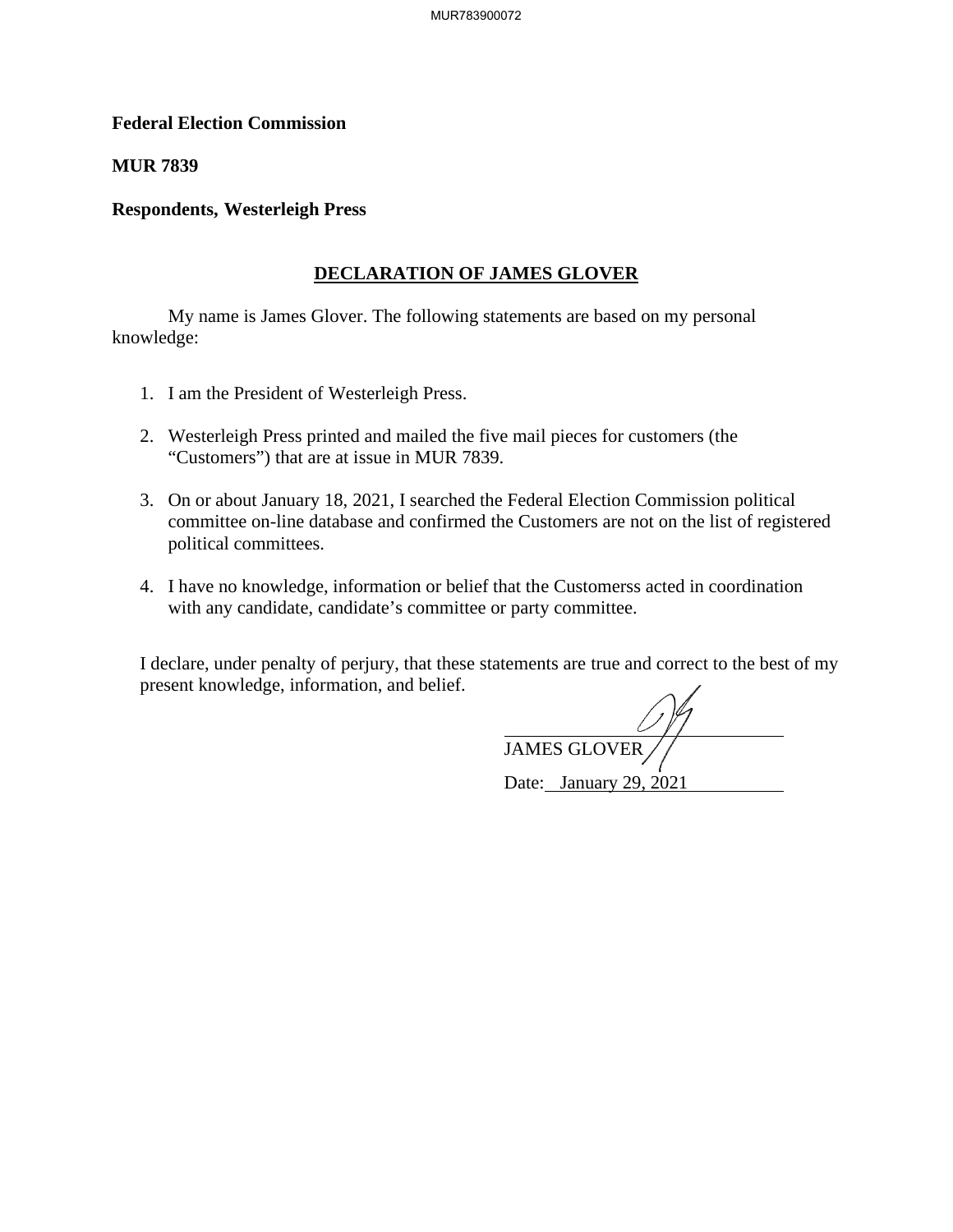**Federal Election Commission**

**MUR 7839**

**Respondents, Westerleigh Press**

## DECLARATION OF JAMES GLOVER

My name is James Glover. The following statements are based on my personal knowledge:

1. I am the President of Westerleigh Press.

2. Westerleigh Press printed and mailed the five mail pieces for customers (the "Customers") that are at issue in MUR 7839.

3. On or about January 18, 2021, I searched the Federal Election Commission political committee on-line database and confirmed the Customers are not on the list of registered political committees.

4. I have no knowledge, information or belief that the Customerss acted in coordination with any candidate, candidate's committee or party committee.

I declare, under penalty of perjury, that these statements are true and correct to the best of my present knowledge, information, and belief.

JAMES GLOVER

Date: January 29, 2021